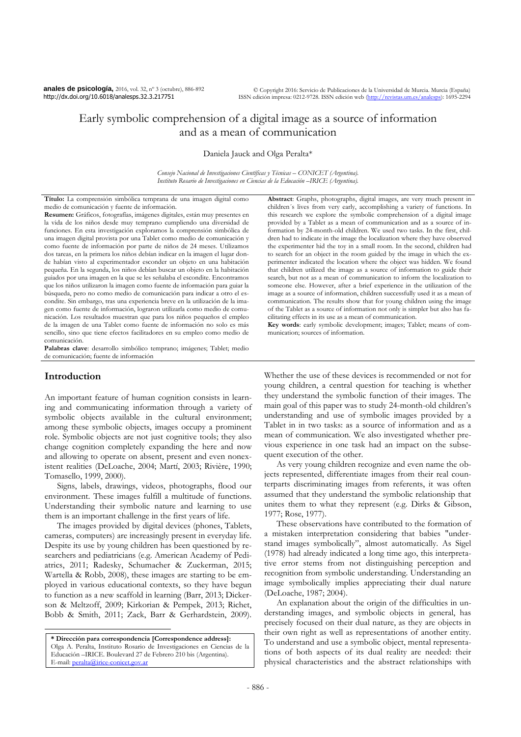# Early symbolic comprehension of a digital image as a source of information and as a mean of communication

Daniela Jauck and Olga Peralta*

*Consejo Nacional de Investigaciones Científicas y Técnicas – CONICET (Argentina).*
*Instituto Rosario de Investigaciones en Ciencias de la Educación –IRICE (Argentina).*

**Título:** La comprensión simbólica temprana de una imagen digital como medio de comunicación y fuente de información.

**Resumen:** Gráficos, fotografías, imágenes digitales, están muy presentes en la vida de los niños desde muy temprano cumpliendo una diversidad de funciones. En esta investigación exploramos la comprensión simbólica de una imagen digital provista por una Tablet como medio de comunicación y como fuente de información por parte de niños de 24 meses. Utilizamos dos tareas, en la primera los niños debían indicar en la imagen el lugar donde habían visto al experimentador esconder un objeto en una habitación pequeña. En la segunda, los niños debían buscar un objeto en la habitación guiados por una imagen en la que se les señalaba el escondite. Encontramos que los niños utilizaron la imagen como fuente de información para guiar la búsqueda, pero no como medio de comunicación para indicar a otro el escondite. Sin embargo, tras una experiencia breve en la utilización de la imagen como fuente de información, lograron utilizarla como medio de comunicación. Los resultados muestran que para los niños pequeños el empleo de la imagen de una Tablet como fuente de información no solo es más sencillo, sino que tiene efectos facilitadores en su empleo como medio de comunicación.

**Palabras clave**: desarrollo simbólico temprano; imágenes; Tablet; medio de comunicación; fuente de información

**Abstract**: Graphs, photographs, digital images, are very much present in children´s lives from very early, accomplishing a variety of functions. In this research we explore the symbolic comprehension of a digital image provided by a Tablet as a mean of communication and as a source of information by 24-month-old children. We used two tasks. In the first, children had to indicate in the image the localization where they have observed the experimenter hid the toy in a small room. In the second, children had to search for an object in the room guided by the image in which the experimenter indicated the location where the object was hidden. We found that children utilized the image as a source of information to guide their search, but not as a mean of communication to inform the localization to someone else. However, after a brief experience in the utilization of the image as a source of information, children successfully used it as a mean of communication. The results show that for young children using the image of the Tablet as a source of information not only is simpler but also has facilitating effects in its use as a mean of communication.

**Key words**: early symbolic development; images; Tablet; means of communication; sources of information.

## Introduction

An important feature of human cognition consists in learning and communicating information through a variety of symbolic objects available in the cultural environment; among these symbolic objects, images occupy a prominent role. Symbolic objects are not just cognitive tools; they also change cognition completely expanding the here and now and allowing to operate on absent, present and even nonexistent realities (DeLoache, 2004; Martí, 2003; Rivière, 1990; Tomasello, 1999, 2000).

Signs, labels, drawings, videos, photographs, flood our environment. These images fulfill a multitude of functions. Understanding their symbolic nature and learning to use them is an important challenge in the first years of life.

The images provided by digital devices (phones, Tablets, cameras, computers) are increasingly present in everyday life. Despite its use by young children has been questioned by researchers and pediatricians (e.g. American Academy of Pediatrics, 2011; Radesky, Schumacher & Zuckerman, 2015; Wartella & Robb, 2008), these images are starting to be employed in various educational contexts, so they have begun to function as a new scaffold in learning (Barr, 2013; Dickerson & Meltzoff, 2009; Kirkorian & Pempek, 2013; Richet, Bobb & Smith, 2011; Zack, Barr & Gerhardstein, 2009). Whether the use of these devices is recommended or not for young children, a central question for teaching is whether they understand the symbolic function of their images. The main goal of this paper was to study 24-month-old children's understanding and use of symbolic images provided by a Tablet in in two tasks: as a source of information and as a mean of communication. We also investigated whether previous experience in one task had an impact on the subsequent execution of the other.

As very young children recognize and even name the objects represented, differentiate images from their real counterparts discriminating images from referents, it was often assumed that they understand the symbolic relationship that unites them to what they represent (e.g. Dirks & Gibson, 1977; Rose, 1977).

These observations have contributed to the formation of a mistaken interpretation considering that babies "understand images symbolically", almost automatically. As Sigel (1978) had already indicated a long time ago, this interpretative error stems from not distinguishing perception and recognition from symbolic understanding. Understanding an image symbolically implies appreciating their dual nature (DeLoache, 1987; 2004).

An explanation about the origin of the difficulties in understanding images, and symbolic objects in general, has precisely focused on their dual nature, as they are objects in their own right as well as representations of another entity. To understand and use a symbolic object, mental representations of both aspects of its dual reality are needed: their physical characteristics and the abstract relationships with

---

**\* Dirección para correspondencia [Correspondence address]:**
Olga A. Peralta, Instituto Rosario de Investigaciones en Ciencias de la Educación –IRICE. Boulevard 27 de Febrero 210 bis (Argentina).
E-mail: peralta@irice-conicet.gov.ar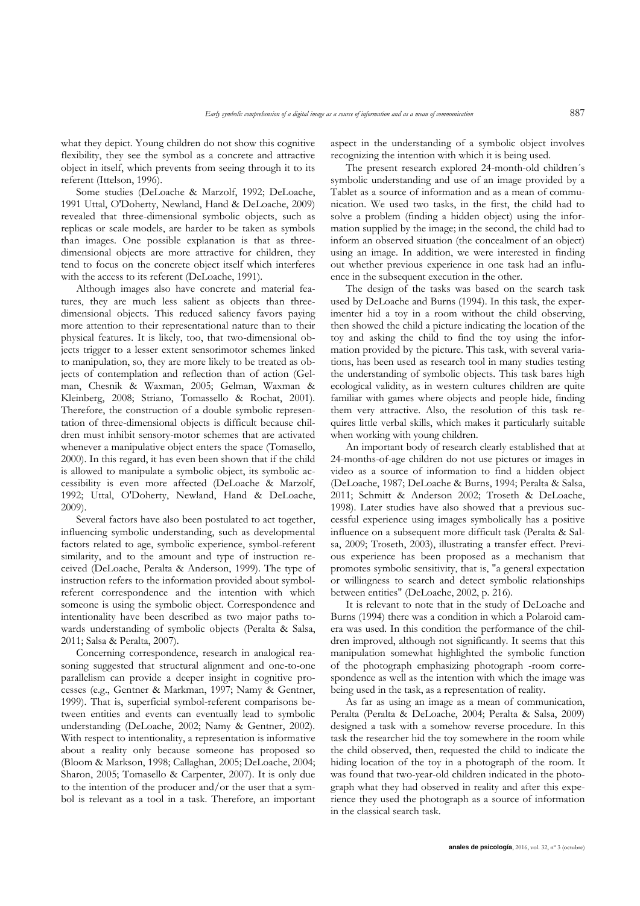what they depict. Young children do not show this cognitive flexibility, they see the symbol as a concrete and attractive object in itself, which prevents from seeing through it to its referent (Ittelson, 1996).

Some studies (DeLoache & Marzolf, 1992; DeLoache, 1991 Uttal, O'Doherty, Newland, Hand & DeLoache, 2009) revealed that three-dimensional symbolic objects, such as replicas or scale models, are harder to be taken as symbols than images. One possible explanation is that as three-dimensional objects are more attractive for children, they tend to focus on the concrete object itself which interferes with the access to its referent (DeLoache, 1991).

Although images also have concrete and material features, they are much less salient as objects than three-dimensional objects. This reduced saliency favors paying more attention to their representational nature than to their physical features. It is likely, too, that two-dimensional objects trigger to a lesser extent sensorimotor schemes linked to manipulation, so, they are more likely to be treated as objects of contemplation and reflection than of action (Gelman, Chesnik & Waxman, 2005; Gelman, Waxman & Kleinberg, 2008; Striano, Tomassello & Rochat, 2001). Therefore, the construction of a double symbolic representation of three-dimensional objects is difficult because children must inhibit sensory-motor schemes that are activated whenever a manipulative object enters the space (Tomasello, 2000). In this regard, it has even been shown that if the child is allowed to manipulate a symbolic object, its symbolic accessibility is even more affected (DeLoache & Marzolf, 1992; Uttal, O'Doherty, Newland, Hand & DeLoache, 2009).

Several factors have also been postulated to act together, influencing symbolic understanding, such as developmental factors related to age, symbolic experience, symbol-referent similarity, and to the amount and type of instruction received (DeLoache, Peralta & Anderson, 1999). The type of instruction refers to the information provided about symbol-referent correspondence and the intention with which someone is using the symbolic object. Correspondence and intentionality have been described as two major paths towards understanding of symbolic objects (Peralta & Salsa, 2011; Salsa & Peralta, 2007).

Concerning correspondence, research in analogical reasoning suggested that structural alignment and one-to-one parallelism can provide a deeper insight in cognitive processes (e.g., Gentner & Markman, 1997; Namy & Gentner, 1999). That is, superficial symbol-referent comparisons between entities and events can eventually lead to symbolic understanding (DeLoache, 2002; Namy & Gentner, 2002). With respect to intentionality, a representation is informative about a reality only because someone has proposed so (Bloom & Markson, 1998; Callaghan, 2005; DeLoache, 2004; Sharon, 2005; Tomasello & Carpenter, 2007). It is only due to the intention of the producer and/or the user that a symbol is relevant as a tool in a task. Therefore, an important aspect in the understanding of a symbolic object involves recognizing the intention with which it is being used.

The present research explored 24-month-old children´s symbolic understanding and use of an image provided by a Tablet as a source of information and as a mean of communication. We used two tasks, in the first, the child had to solve a problem (finding a hidden object) using the information supplied by the image; in the second, the child had to inform an observed situation (the concealment of an object) using an image. In addition, we were interested in finding out whether previous experience in one task had an influence in the subsequent execution in the other.

The design of the tasks was based on the search task used by DeLoache and Burns (1994). In this task, the experimenter hid a toy in a room without the child observing, then showed the child a picture indicating the location of the toy and asking the child to find the toy using the information provided by the picture. This task, with several variations, has been used as research tool in many studies testing the understanding of symbolic objects. This task bares high ecological validity, as in western cultures children are quite familiar with games where objects and people hide, finding them very attractive. Also, the resolution of this task requires little verbal skills, which makes it particularly suitable when working with young children.

An important body of research clearly established that at 24-months-of-age children do not use pictures or images in video as a source of information to find a hidden object (DeLoache, 1987; DeLoache & Burns, 1994; Peralta & Salsa, 2011; Schmitt & Anderson 2002; Troseth & DeLoache, 1998). Later studies have also showed that a previous successful experience using images symbolically has a positive influence on a subsequent more difficult task (Peralta & Salsa, 2009; Troseth, 2003), illustrating a transfer effect. Previous experience has been proposed as a mechanism that promotes symbolic sensitivity, that is, "a general expectation or willingness to search and detect symbolic relationships between entities" (DeLoache, 2002, p. 216).

It is relevant to note that in the study of DeLoache and Burns (1994) there was a condition in which a Polaroid camera was used. In this condition the performance of the children improved, although not significantly. It seems that this manipulation somewhat highlighted the symbolic function of the photograph emphasizing photograph -room correspondence as well as the intention with which the image was being used in the task, as a representation of reality.

As far as using an image as a mean of communication, Peralta (Peralta & DeLoache, 2004; Peralta & Salsa, 2009) designed a task with a somehow reverse procedure. In this task the researcher hid the toy somewhere in the room while the child observed, then, requested the child to indicate the hiding location of the toy in a photograph of the room. It was found that two-year-old children indicated in the photograph what they had observed in reality and after this experience they used the photograph as a source of information in the classical search task.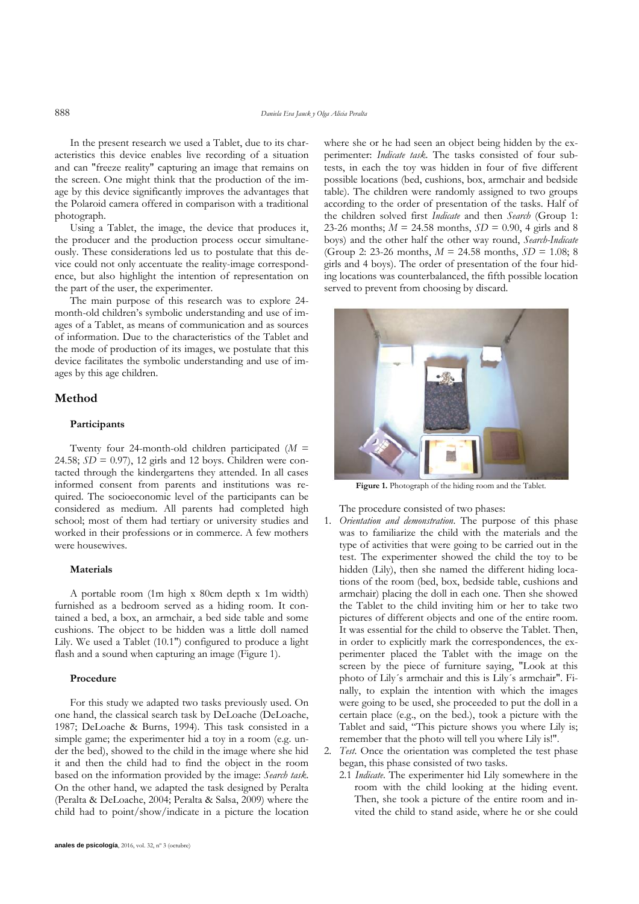In the present research we used a Tablet, due to its characteristics this device enables live recording of a situation and can "freeze reality" capturing an image that remains on the screen. One might think that the production of the image by this device significantly improves the advantages that the Polaroid camera offered in comparison with a traditional photograph.

Using a Tablet, the image, the device that produces it, the producer and the production process occur simultaneously. These considerations led us to postulate that this device could not only accentuate the reality-image correspondence, but also highlight the intention of representation on the part of the user, the experimenter.

The main purpose of this research was to explore 24-month-old children's symbolic understanding and use of images of a Tablet, as means of communication and as sources of information. Due to the characteristics of the Tablet and the mode of production of its images, we postulate that this device facilitates the symbolic understanding and use of images by this age children.

## Method

### Participants

Twenty four 24-month-old children participated ($M$ = 24.58; $SD$ = 0.97), 12 girls and 12 boys. Children were contacted through the kindergartens they attended. In all cases informed consent from parents and institutions was required. The socioeconomic level of the participants can be considered as medium. All parents had completed high school; most of them had tertiary or university studies and worked in their professions or in commerce. A few mothers were housewives.

### Materials

A portable room (1m high x 80cm depth x 1m width) furnished as a bedroom served as a hiding room. It contained a bed, a box, an armchair, a bed side table and some cushions. The object to be hidden was a little doll named Lily. We used a Tablet (10.1") configured to produce a light flash and a sound when capturing an image (Figure 1).

### Procedure

For this study we adapted two tasks previously used. On one hand, the classical search task by DeLoache (DeLoache, 1987; DeLoache & Burns, 1994). This task consisted in a simple game; the experimenter hid a toy in a room (e.g. under the bed), showed to the child in the image where she hid it and then the child had to find the object in the room based on the information provided by the image: *Search task*. On the other hand, we adapted the task designed by Peralta (Peralta & DeLoache, 2004; Peralta & Salsa, 2009) where the child had to point/show/indicate in a picture the location where she or he had seen an object being hidden by the experimenter: *Indicate task*. The tasks consisted of four subtests, in each the toy was hidden in four of five different possible locations (bed, cushions, box, armchair and bedside table). The children were randomly assigned to two groups according to the order of presentation of the tasks. Half of the children solved first *Indicate* and then *Search* (Group 1: 23-26 months; $M$ = 24.58 months, $SD$ = 0.90, 4 girls and 8 boys) and the other half the other way round, *Search-Indicate* (Group 2: 23-26 months, $M$ = 24.58 months, $SD$ = 1.08; 8 girls and 4 boys). The order of presentation of the four hiding locations was counterbalanced, the fifth possible location served to prevent from choosing by discard.

**Figure 1.** Photograph of the hiding room and the Tablet.

The procedure consisted of two phases:

1. *Orientation and demonstration*. The purpose of this phase was to familiarize the child with the materials and the type of activities that were going to be carried out in the test. The experimenter showed the child the toy to be hidden (Lily), then she named the different hiding locations of the room (bed, box, bedside table, cushions and armchair) placing the doll in each one. Then she showed the Tablet to the child inviting him or her to take two pictures of different objects and one of the entire room. It was essential for the child to observe the Tablet. Then, in order to explicitly mark the correspondences, the experimenter placed the Tablet with the image on the screen by the piece of furniture saying, "Look at this photo of Lily´s armchair and this is Lily´s armchair". Finally, to explain the intention with which the images were going to be used, she proceeded to put the doll in a certain place (e.g., on the bed.), took a picture with the Tablet and said, "This picture shows you where Lily is; remember that the photo will tell you where Lily is!".
2. *Test*. Once the orientation was completed the test phase began, this phase consisted of two tasks.
   2.1 *Indicate*. The experimenter hid Lily somewhere in the room with the child looking at the hiding event. Then, she took a picture of the entire room and invited the child to stand aside, where he or she could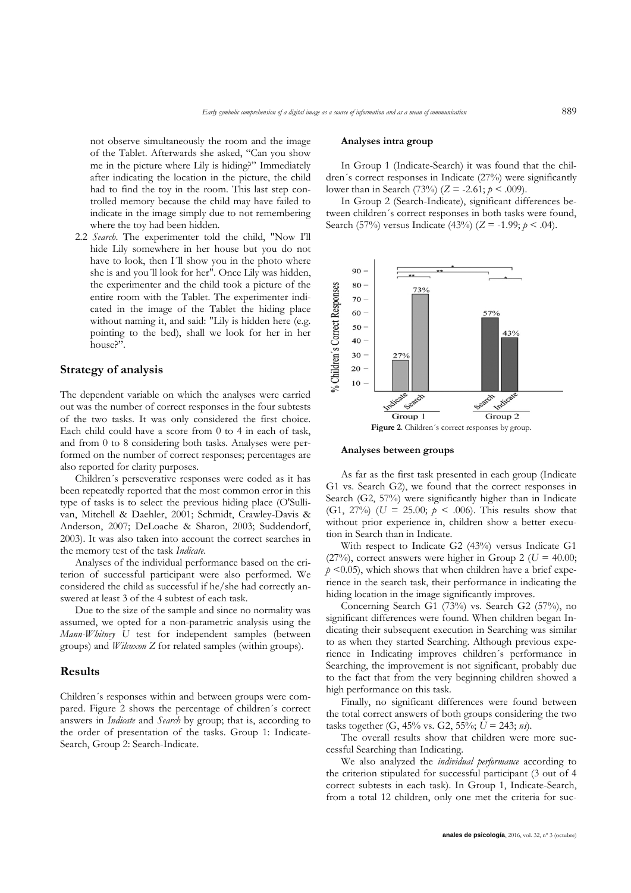not observe simultaneously the room and the image of the Tablet. Afterwards she asked, "Can you show me in the picture where Lily is hiding?" Immediately after indicating the location in the picture, the child had to find the toy in the room. This last step controlled memory because the child may have failed to indicate in the image simply due to not remembering where the toy had been hidden.

2.2 *Search*. The experimenter told the child, "Now I'll hide Lily somewhere in her house but you do not have to look, then I´ll show you in the photo where she is and you´ll look for her". Once Lily was hidden, the experimenter and the child took a picture of the entire room with the Tablet. The experimenter indicated in the image of the Tablet the hiding place without naming it, and said: "Lily is hidden here (e.g. pointing to the bed), shall we look for her in her house?".

## Strategy of analysis

The dependent variable on which the analyses were carried out was the number of correct responses in the four subtests of the two tasks. It was only considered the first choice. Each child could have a score from 0 to 4 in each of task, and from 0 to 8 considering both tasks. Analyses were performed on the number of correct responses; percentages are also reported for clarity purposes.

Children´s perseverative responses were coded as it has been repeatedly reported that the most common error in this type of tasks is to select the previous hiding place (O'Sullivan, Mitchell & Daehler, 2001; Schmidt, Crawley-Davis & Anderson, 2007; DeLoache & Sharon, 2003; Suddendorf, 2003). It was also taken into account the correct searches in the memory test of the task *Indicate*.

Analyses of the individual performance based on the criterion of successful participant were also performed. We considered the child as successful if he/she had correctly answered at least 3 of the 4 subtest of each task.

Due to the size of the sample and since no normality was assumed, we opted for a non-parametric analysis using the *Mann-Whitney U* test for independent samples (between groups) and *Wilcoxon Z* for related samples (within groups).

## Results

Children´s responses within and between groups were compared. Figure 2 shows the percentage of children´s correct answers in *Indicate* and *Search* by group; that is, according to the order of presentation of the tasks. Group 1: Indicate-Search, Group 2: Search-Indicate.

#### Analyses intra group

In Group 1 (Indicate-Search) it was found that the children´s correct responses in Indicate (27%) were significantly lower than in Search (73%) ($Z$ = -2.61; $p$ < .009).

In Group 2 (Search-Indicate), significant differences between children´s correct responses in both tasks were found, Search (57%) versus Indicate (43%) ($Z$ = -1.99; $p$ < .04).

**Figure 2**. Children´s correct responses by group.

#### Analyses between groups

As far as the first task presented in each group (Indicate G1 vs. Search G2), we found that the correct responses in Search (G2, 57%) were significantly higher than in Indicate (G1, 27%) ($U$ = 25.00; $p$ < .006). This results show that without prior experience in, children show a better execution in Search than in Indicate.

With respect to Indicate G2 (43%) versus Indicate G1 (27%), correct answers were higher in Group 2 ($U$ = 40.00; $p$ <0.05), which shows that when children have a brief experience in the search task, their performance in indicating the hiding location in the image significantly improves.

Concerning Search G1 (73%) vs. Search G2 (57%), no significant differences were found. When children began Indicating their subsequent execution in Searching was similar to as when they started Searching. Although previous experience in Indicating improves children´s performance in Searching, the improvement is not significant, probably due to the fact that from the very beginning children showed a high performance on this task.

Finally, no significant differences were found between the total correct answers of both groups considering the two tasks together (G, 45% vs. G2, 55%; $U$ = 243; *ns*).

The overall results show that children were more successful Searching than Indicating.

We also analyzed the *individual performance* according to the criterion stipulated for successful participant (3 out of 4 correct subtests in each task). In Group 1, Indicate-Search, from a total 12 children, only one met the criteria for suc-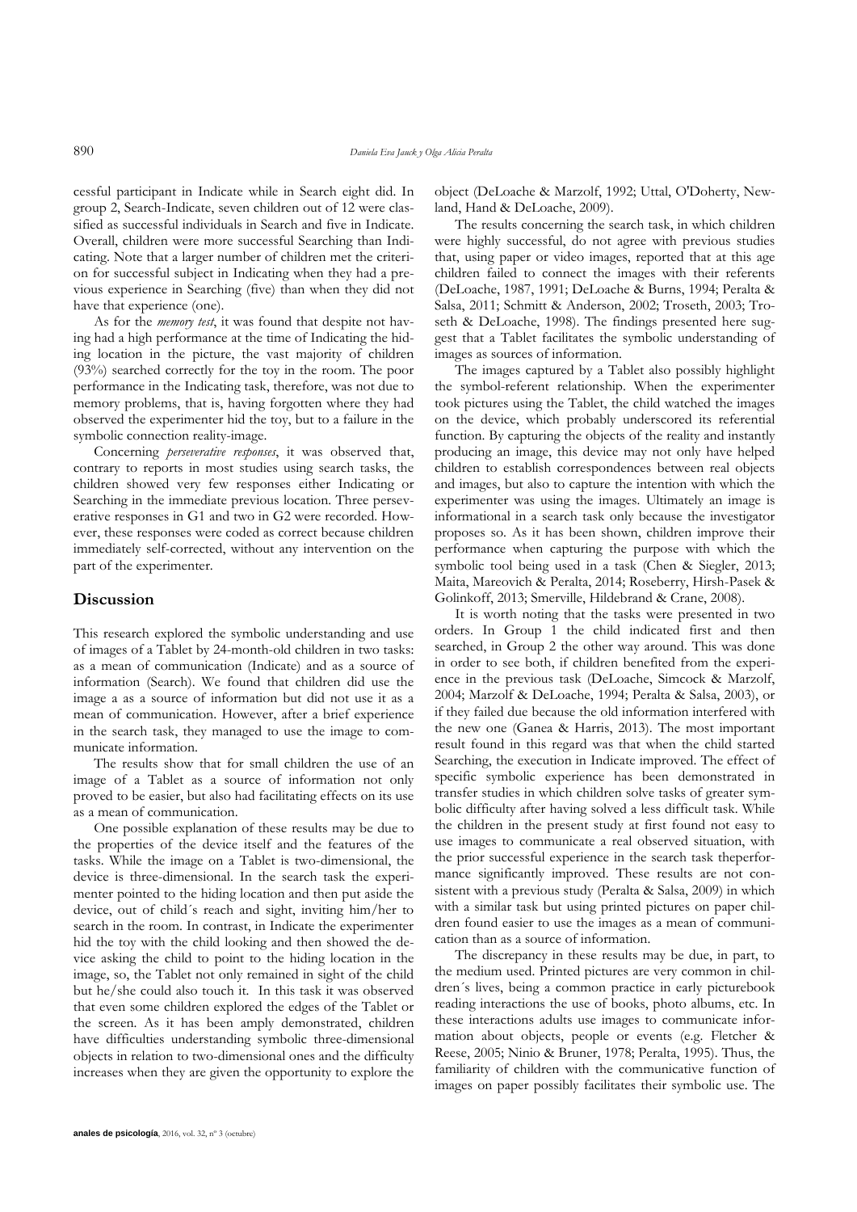cessful participant in Indicate while in Search eight did. In group 2, Search-Indicate, seven children out of 12 were classified as successful individuals in Search and five in Indicate. Overall, children were more successful Searching than Indicating. Note that a larger number of children met the criterion for successful subject in Indicating when they had a previous experience in Searching (five) than when they did not have that experience (one).

As for the *memory test*, it was found that despite not having had a high performance at the time of Indicating the hiding location in the picture, the vast majority of children (93%) searched correctly for the toy in the room. The poor performance in the Indicating task, therefore, was not due to memory problems, that is, having forgotten where they had observed the experimenter hid the toy, but to a failure in the symbolic connection reality-image.

Concerning *perseverative responses*, it was observed that, contrary to reports in most studies using search tasks, the children showed very few responses either Indicating or Searching in the immediate previous location. Three perseverative responses in G1 and two in G2 were recorded. However, these responses were coded as correct because children immediately self-corrected, without any intervention on the part of the experimenter.

## Discussion

This research explored the symbolic understanding and use of images of a Tablet by 24-month-old children in two tasks: as a mean of communication (Indicate) and as a source of information (Search). We found that children did use the image a as a source of information but did not use it as a mean of communication. However, after a brief experience in the search task, they managed to use the image to communicate information.

The results show that for small children the use of an image of a Tablet as a source of information not only proved to be easier, but also had facilitating effects on its use as a mean of communication.

One possible explanation of these results may be due to the properties of the device itself and the features of the tasks. While the image on a Tablet is two-dimensional, the device is three-dimensional. In the search task the experimenter pointed to the hiding location and then put aside the device, out of child´s reach and sight, inviting him/her to search in the room. In contrast, in Indicate the experimenter hid the toy with the child looking and then showed the device asking the child to point to the hiding location in the image, so, the Tablet not only remained in sight of the child but he/she could also touch it. In this task it was observed that even some children explored the edges of the Tablet or the screen. As it has been amply demonstrated, children have difficulties understanding symbolic three-dimensional objects in relation to two-dimensional ones and the difficulty increases when they are given the opportunity to explore the object (DeLoache & Marzolf, 1992; Uttal, O'Doherty, Newland, Hand & DeLoache, 2009).

The results concerning the search task, in which children were highly successful, do not agree with previous studies that, using paper or video images, reported that at this age children failed to connect the images with their referents (DeLoache, 1987, 1991; DeLoache & Burns, 1994; Peralta & Salsa, 2011; Schmitt & Anderson, 2002; Troseth, 2003; Troseth & DeLoache, 1998). The findings presented here suggest that a Tablet facilitates the symbolic understanding of images as sources of information.

The images captured by a Tablet also possibly highlight the symbol-referent relationship. When the experimenter took pictures using the Tablet, the child watched the images on the device, which probably underscored its referential function. By capturing the objects of the reality and instantly producing an image, this device may not only have helped children to establish correspondences between real objects and images, but also to capture the intention with which the experimenter was using the images. Ultimately an image is informational in a search task only because the investigator proposes so. As it has been shown, children improve their performance when capturing the purpose with which the symbolic tool being used in a task (Chen & Siegler, 2013; Maita, Mareovich & Peralta, 2014; Roseberry, Hirsh-Pasek & Golinkoff, 2013; Smerville, Hildebrand & Crane, 2008).

It is worth noting that the tasks were presented in two orders. In Group 1 the child indicated first and then searched, in Group 2 the other way around. This was done in order to see both, if children benefited from the experience in the previous task (DeLoache, Simcock & Marzolf, 2004; Marzolf & DeLoache, 1994; Peralta & Salsa, 2003), or if they failed due because the old information interfered with the new one (Ganea & Harris, 2013). The most important result found in this regard was that when the child started Searching, the execution in Indicate improved. The effect of specific symbolic experience has been demonstrated in transfer studies in which children solve tasks of greater symbolic difficulty after having solved a less difficult task. While the children in the present study at first found not easy to use images to communicate a real observed situation, with the prior successful experience in the search task theperformance significantly improved. These results are not consistent with a previous study (Peralta & Salsa, 2009) in which with a similar task but using printed pictures on paper children found easier to use the images as a mean of communication than as a source of information.

The discrepancy in these results may be due, in part, to the medium used. Printed pictures are very common in children´s lives, being a common practice in early picturebook reading interactions the use of books, photo albums, etc. In these interactions adults use images to communicate information about objects, people or events (e.g. Fletcher & Reese, 2005; Ninio & Bruner, 1978; Peralta, 1995). Thus, the familiarity of children with the communicative function of images on paper possibly facilitates their symbolic use. The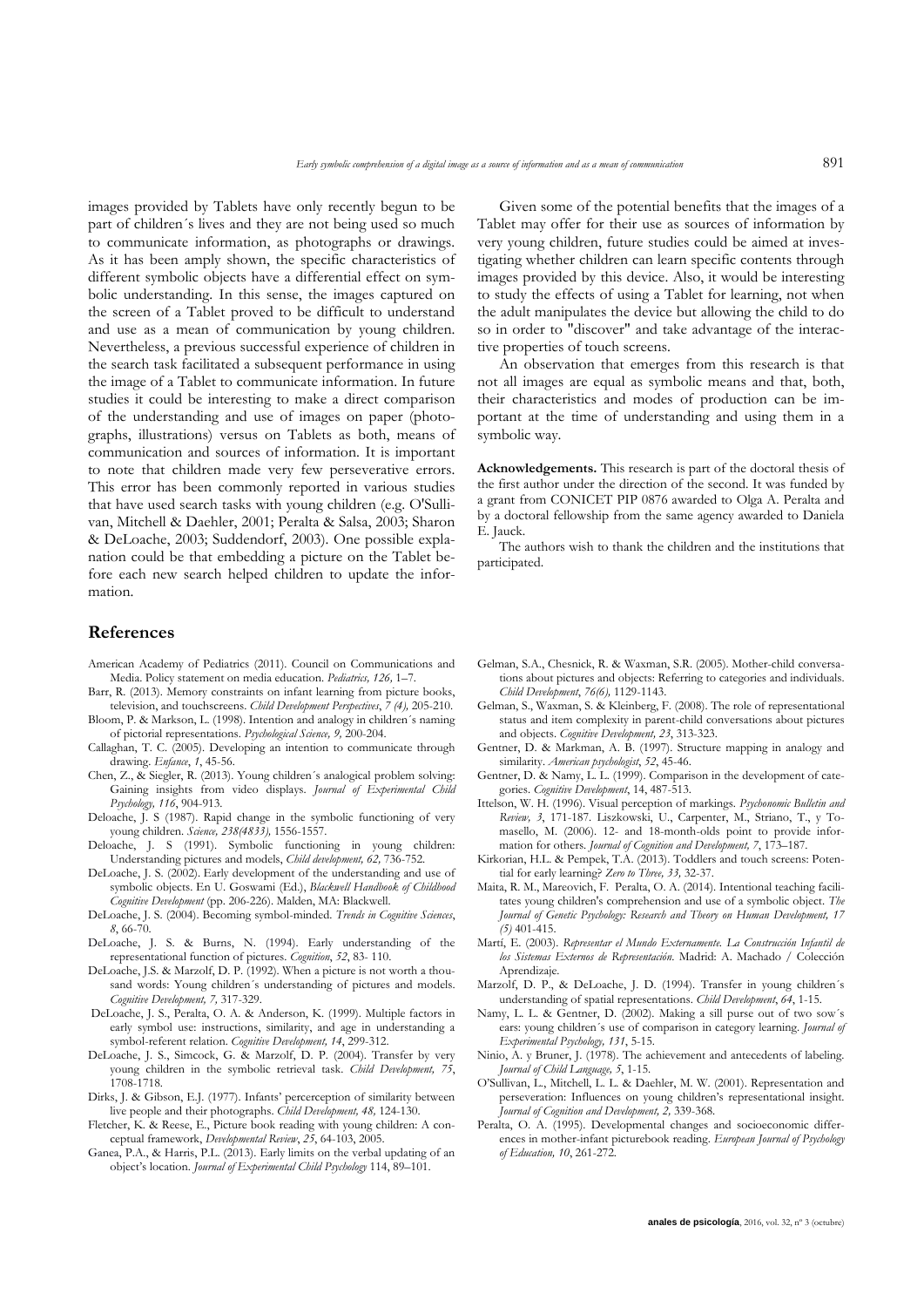images provided by Tablets have only recently begun to be part of children´s lives and they are not being used so much to communicate information, as photographs or drawings. As it has been amply shown, the specific characteristics of different symbolic objects have a differential effect on symbolic understanding. In this sense, the images captured on the screen of a Tablet proved to be difficult to understand and use as a mean of communication by young children. Nevertheless, a previous successful experience of children in the search task facilitated a subsequent performance in using the image of a Tablet to communicate information. In future studies it could be interesting to make a direct comparison of the understanding and use of images on paper (photographs, illustrations) versus on Tablets as both, means of communication and sources of information. It is important to note that children made very few perseverative errors. This error has been commonly reported in various studies that have used search tasks with young children (e.g. O'Sullivan, Mitchell & Daehler, 2001; Peralta & Salsa, 2003; Sharon & DeLoache, 2003; Suddendorf, 2003). One possible explanation could be that embedding a picture on the Tablet before each new search helped children to update the information.

Given some of the potential benefits that the images of a Tablet may offer for their use as sources of information by very young children, future studies could be aimed at investigating whether children can learn specific contents through images provided by this device. Also, it would be interesting to study the effects of using a Tablet for learning, not when the adult manipulates the device but allowing the child to do so in order to "discover" and take advantage of the interactive properties of touch screens.

An observation that emerges from this research is that not all images are equal as symbolic means and that, both, their characteristics and modes of production can be important at the time of understanding and using them in a symbolic way.

**Acknowledgements.** This research is part of the doctoral thesis of the first author under the direction of the second. It was funded by a grant from CONICET PIP 0876 awarded to Olga A. Peralta and by a doctoral fellowship from the same agency awarded to Daniela E. Jauck.

The authors wish to thank the children and the institutions that participated.

## References

American Academy of Pediatrics (2011). Council on Communications and Media. Policy statement on media education. *Pediatrics, 126*, 1–7.

Barr, R. (2013). Memory constraints on infant learning from picture books, television, and touchscreens. *Child Development Perspectives*, *7 (4)*, 205-210.

Bloom, P. & Markson, L. (1998). Intention and analogy in children´s naming of pictorial representations. *Psychological Science, 9,* 200-204.

Callaghan, T. C. (2005). Developing an intention to communicate through drawing. *Enfance*, *1*, 45-56.

Chen, Z., & Siegler, R. (2013). Young children´s analogical problem solving: Gaining insights from video displays. *Journal of Experimental Child Psychology, 116*, 904-913.

Deloache, J. S (1987). Rapid change in the symbolic functioning of very young children. *Science, 238(4833),* 1556-1557.

Deloache, J. S (1991). Symbolic functioning in young children: Understanding pictures and models, *Child development, 62,* 736-752.

DeLoache, J. S. (2002). Early development of the understanding and use of symbolic objects. En U. Goswami (Ed.), *Blackwell Handbook of Childhood Cognitive Development* (pp. 206-226). Malden, MA: Blackwell.

DeLoache, J. S. (2004). Becoming symbol-minded. *Trends in Cognitive Sciences*, *8*, 66-70.

DeLoache, J. S. & Burns, N. (1994). Early understanding of the representational function of pictures. *Cognition*, *52*, 83- 110.

DeLoache, J.S. & Marzolf, D. P. (1992). When a picture is not worth a thousand words: Young children´s understanding of pictures and models. *Cognitive Development, 7,* 317-329.

DeLoache, J. S., Peralta, O. A. & Anderson, K. (1999). Multiple factors in early symbol use: instructions, similarity, and age in understanding a symbol-referent relation. *Cognitive Development, 14*, 299-312.

DeLoache, J. S., Simcock, G. & Marzolf, D. P. (2004). Transfer by very young children in the symbolic retrieval task. *Child Development, 75*, 1708-1718.

Dirks, J. & Gibson, E.J. (1977). Infants' percerception of similarity between live people and their photographs. *Child Development, 48,* 124-130.

Fletcher, K. & Reese, E., Picture book reading with young children: A conceptual framework, *Developmental Review*, *25*, 64-103, 2005.

Ganea, P.A., & Harris, P.L. (2013). Early limits on the verbal updating of an object's location. *Journal of Experimental Child Psychology* 114, 89–101.

Gelman, S.A., Chesnick, R. & Waxman, S.R. (2005). Mother-child conversations about pictures and objects: Referring to categories and individuals. *Child Development*, *76(6),* 1129-1143.

Gelman, S., Waxman, S. & Kleinberg, F. (2008). The role of representational status and item complexity in parent-child conversations about pictures and objects. *Cognitive Development, 23*, 313-323.

Gentner, D. & Markman, A. B. (1997). Structure mapping in analogy and similarity. *American psychologist*, *52*, 45-46.

Gentner, D. & Namy, L. L. (1999). Comparison in the development of categories. *Cognitive Development*, 14, 487-513.

Ittelson, W. H. (1996). Visual perception of markings. *Psychonomic Bulletin and Review, 3*, 171-187. Liszkowski, U., Carpenter, M., Striano, T., y Tomasello, M. (2006). 12- and 18-month-olds point to provide information for others. *Journal of Cognition and Development, 7*, 173–187.

Kirkorian, H.L. & Pempek, T.A. (2013). Toddlers and touch screens: Potential for early learning? *Zero to Three, 33,* 32-37.

Maita, R. M., Mareovich, F. Peralta, O. A. (2014). Intentional teaching facilitates young children's comprehension and use of a symbolic object. *The Journal of Genetic Psychology: Research and Theory on Human Development, 17 (5)* 401-415.

Martí, E. (2003). *Representar el Mundo Externamente. La Construcción Infantil de los Sistemas Externos de Representación*. Madrid: A. Machado / Colección Aprendizaje.

Marzolf, D. P., & DeLoache, J. D. (1994). Transfer in young children´s understanding of spatial representations. *Child Development*, *64*, 1-15.

Namy, L. L. & Gentner, D. (2002). Making a sill purse out of two sow´s ears: young children´s use of comparison in category learning. *Journal of Experimental Psychology, 131*, 5-15.

Ninio, A. y Bruner, J. (1978). The achievement and antecedents of labeling. *Journal of Child Language, 5*, 1-15.

O'Sullivan, L., Mitchell, L. L. & Daehler, M. W. (2001). Representation and perseveration: Influences on young children's representational insight. *Journal of Cognition and Development, 2,* 339-368.

Peralta, O. A. (1995). Developmental changes and socioeconomic differences in mother-infant picturebook reading. *European Journal of Psychology of Education, 10*, 261-272.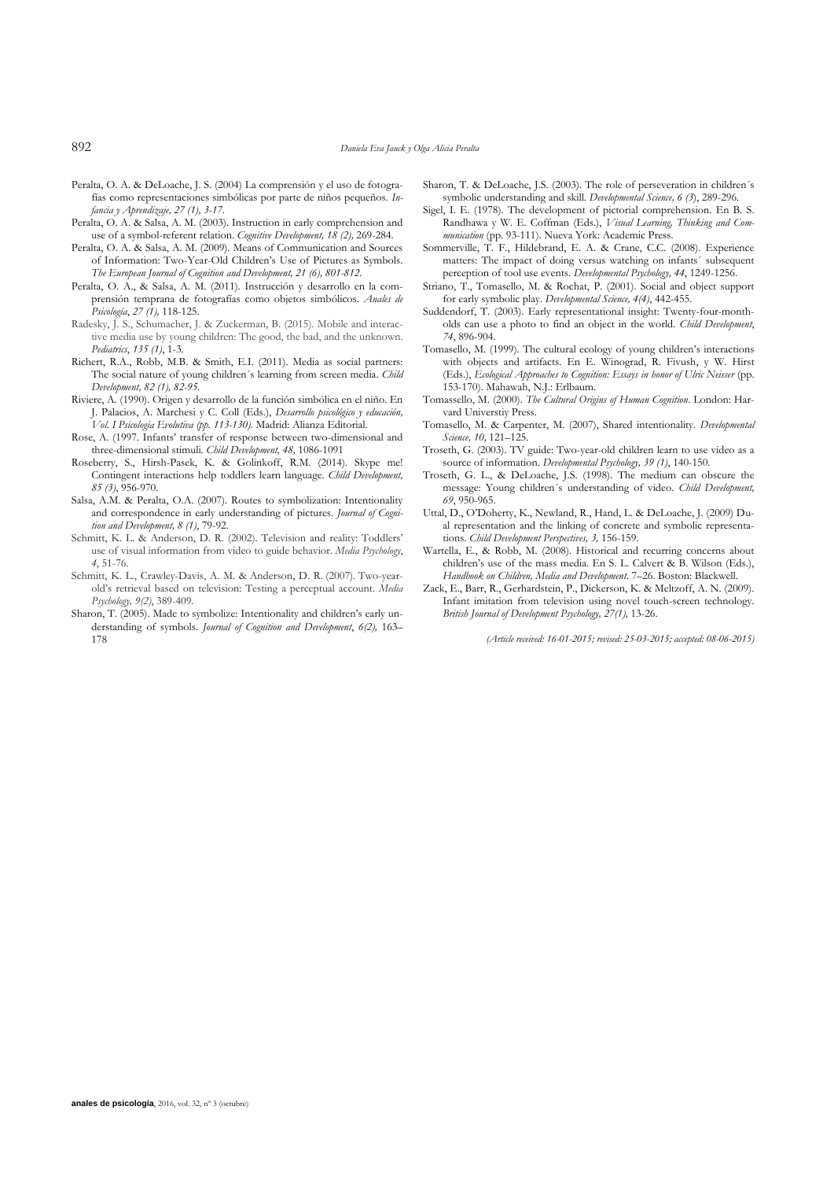Peralta, O. A. & DeLoache, J. S. (2004) La comprensión y el uso de fotografías como representaciones simbólicas por parte de niños pequeños. *Infancia y Aprendizaje, 27 (1), 3-17.*

Peralta, O. A. & Salsa, A. M. (2003). Instruction in early comprehension and use of a symbol-referent relation. *Cognitive Development, 18 (2),* 269-284.

Peralta, O. A. & Salsa, A. M. (2009). Means of Communication and Sources of Information: Two-Year-Old Children's Use of Pictures as Symbols. *The European Journal of Cognition and Development, 21 (6), 801-812.*

Peralta, O. A., & Salsa, A. M. (2011). Instrucción y desarrollo en la comprensión temprana de fotografías como objetos simbólicos. *Anales de Psicología*, *27 (1),* 118-125.

Radesky, J. S., Schumacher, J. & Zuckerman, B. (2015). Mobile and interactive media use by young children: The good, the bad, and the unknown. *Pediatrics*, *135 (1)*, 1-3.

Richert, R.A., Robb, M.B. & Smith, E.I. (2011). Media as social partners: The social nature of young children´s learning from screen media. *Child Development, 82 (1), 82-95.*

Riviere, A. (1990). Origen y desarrollo de la función simbólica en el niño. En J. Palacios, A. Marchesi y C. Coll (Eds.), *Desarrollo psicológico y educación, Vol. I Psicologia Evolutiva (pp. 113-130).* Madrid: Alianza Editorial.

Rose, A. (1997. Infants' transfer of response between two-dimensional and three-dimensional stimuli. *Child Development, 48,* 1086-1091

Roseberry, S., Hirsh-Pasek, K. & Golinkoff, R.M. (2014). Skype me! Contingent interactions help toddlers learn language. *Child Development, 85 (3)*, 956-970.

Salsa, A.M. & Peralta, O.A. (2007). Routes to symbolization: Intentionality and correspondence in early understanding of pictures. *Journal of Cognition and Development, 8 (1)*, 79-92.

Schmitt, K. L. & Anderson, D. R. (2002). Television and reality: Toddlers' use of visual information from video to guide behavior. *Media Psychology*, *4*, 51-76.

Schmitt, K. L., Crawley-Davis, A. M. & Anderson, D. R. (2007). Two-year-old's retrieval based on television: Testing a perceptual account. *Media Psychology, 9(2)*, 389-409.

Sharon, T. (2005). Made to symbolize: Intentionality and children's early understanding of symbols. *Journal of Cognition and Development*, *6(2),* 163–178

Sharon, T. & DeLoache, J.S. (2003). The role of perseveration in children´s symbolic understanding and skill. *Developmental Science, 6 (3*), 289-296.

Sigel, I. E. (1978). The development of pictorial comprehension. En B. S. Randhawa y W. E. Coffman (Eds.), *Visual Learning, Thinking and Communication* (pp. 93-111). Nueva York: Academic Press.

Sommerville, T. F., Hildebrand, E. A. & Crane, C.C. (2008). Experience matters: The impact of doing versus watching on infants´ subsequent perception of tool use events. *Developmental Psychology, 44*, 1249-1256.

Striano, T., Tomasello, M. & Rochat, P. (2001). Social and object support for early symbolic play. *Developmental Science, 4(4)*, 442-455.

Suddendorf, T. (2003). Early representational insight: Twenty-four-month-olds can use a photo to find an object in the world. *Child Development*, *74*, 896-904.

Tomasello, M. (1999). The cultural ecology of young children's interactions with objects and artifacts. En E. Winograd, R. Fivush, y W. Hirst (Eds.), *Ecological Approaches to Cognition: Essays in honor of Ulric Neisser* (pp. 153-170). Mahawah, N.J.: Erlbaum.

Tomassello, M. (2000). *The Cultural Origins of Human Cognition*. London: Harvard Universtiy Press.

Tomasello, M. & Carpenter, M. (2007), Shared intentionality. *Developmental Science, 10,* 121–125.

Troseth, G. (2003). TV guide: Two-year-old children learn to use video as a source of information. *Developmental Psychology, 39 (1)*, 140-150.

Troseth, G. L., & DeLoache, J.S. (1998). The medium can obscure the message: Young children´s understanding of video. *Child Development, 69*, 950-965.

Uttal, D., O'Doherty, K., Newland, R., Hand, L. & DeLoache, J. (2009) Dual representation and the linking of concrete and symbolic representations. *Child Development Perspectives, 3,* 156-159.

Wartella, E., & Robb, M. (2008). Historical and recurring concerns about children's use of the mass media. En S. L. Calvert & B. Wilson (Eds.), *Handbook on Children, Media and Development*. 7–26. Boston: Blackwell.

Zack, E., Barr, R., Gerhardstein, P., Dickerson, K. & Meltzoff, A. N. (2009). Infant imitation from television using novel touch-screen technology. *British Journal of Development Psychology, 27(1),* 13-26.

*(Article received: 16-01-2015; revised: 25-03-2015; accepted: 08-06-2015)*